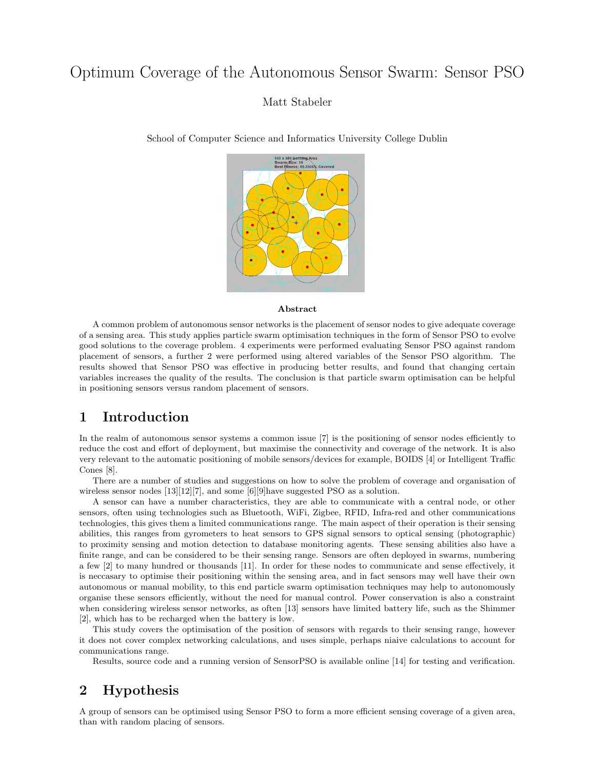# Optimum Coverage of the Autonomous Sensor Swarm: Sensor PSO

Matt Stabeler

School of Computer Science and Informatics University College Dublin

**Abstract**

A common problem of autonomous sensor networks is the placement of sensor nodes to give adequate coverage of a sensing area. This study applies particle swarm optimisation techniques in the form of Sensor PSO to evolve good solutions to the coverage problem. 4 experiments were performed evaluating Sensor PSO against random placement of sensors, a further 2 were performed using altered variables of the Sensor PSO algorithm. The results showed that Sensor PSO was effective in producing better results, and found that changing certain variables increases the quality of the results. The conclusion is that particle swarm optimisation can be helpful in positioning sensors versus random placement of sensors.

## 1 Introduction

In the realm of autonomous sensor systems a common issue [7] is the positioning of sensor nodes efficiently to reduce the cost and effort of deployment, but maximise the connectivity and coverage of the network. It is also very relevant to the automatic positioning of mobile sensors/devices for example, BOIDS [4] or Intelligent Traffic Cones [8].

There are a number of studies and suggestions on how to solve the problem of coverage and organisation of wireless sensor nodes [13][12][7], and some [6][9]have suggested PSO as a solution.

A sensor can have a number characteristics, they are able to communicate with a central node, or other sensors, often using technologies such as Bluetooth, WiFi, Zigbee, RFID, Infra-red and other communications technologies, this gives them a limited communications range. The main aspect of their operation is their sensing abilities, this ranges from gyrometers to heat sensors to GPS signal sensors to optical sensing (photographic) to proximity sensing and motion detection to database monitoring agents. These sensing abilities also have a finite range, and can be considered to be their sensing range. Sensors are often deployed in swarms, numbering a few [2] to many hundred or thousands [11]. In order for these nodes to communicate and sense effectively, it is neccasary to optimise their positioning within the sensing area, and in fact sensors may well have their own autonomous or manual mobility, to this end particle swarm optimisation techniques may help to autonomously organise these sensors efficiently, without the need for manual control. Power conservation is also a constraint when considering wireless sensor networks, as often [13] sensors have limited battery life, such as the Shimmer [2], which has to be recharged when the battery is low.

This study covers the optimisation of the position of sensors with regards to their sensing range, however it does not cover complex networking calculations, and uses simple, perhaps niaive calculations to account for communications range.

Results, source code and a running version of SensorPSO is available online [14] for testing and verification.

## 2 Hypothesis

A group of sensors can be optimised using Sensor PSO to form a more efficient sensing coverage of a given area, than with random placing of sensors.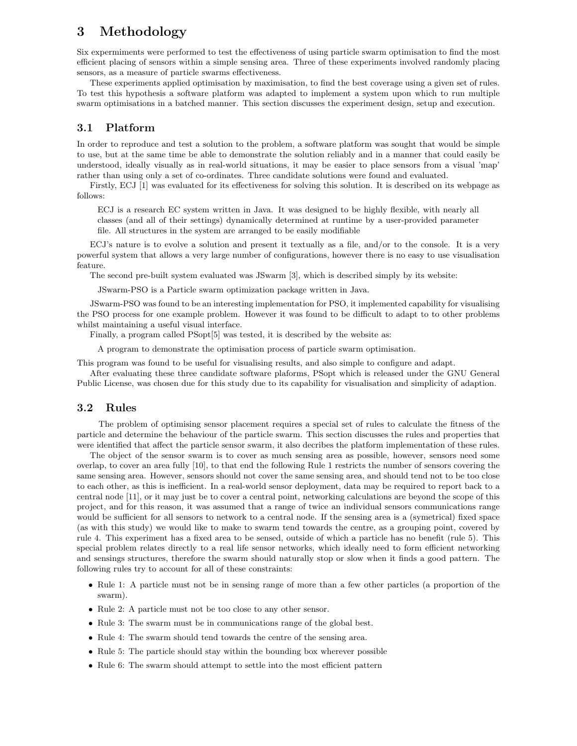# 3 Methodology

Six expermiments were performed to test the effectiveness of using particle swarm optimisation to find the most efficient placing of sensors within a simple sensing area. Three of these experiments involved randomly placing sensors, as a measure of particle swarms effectiveness.

These experiments applied optimisation by maximisation, to find the best coverage using a given set of rules. To test this hypothesis a software platform was adapted to implement a system upon which to run multiple swarm optimisations in a batched manner. This section discusses the experiment design, setup and execution.

## 3.1 Platform

In order to reproduce and test a solution to the problem, a software platform was sought that would be simple to use, but at the same time be able to demonstrate the solution reliably and in a manner that could easily be understood, ideally visually as in real-world situations, it may be easier to place sensors from a visual 'map' rather than using only a set of co-ordinates. Three candidate solutions were found and evaluated.

Firstly, ECJ [1] was evaluated for its effectiveness for solving this solution. It is described on its webpage as follows:

> ECJ is a research EC system written in Java. It was designed to be highly flexible, with nearly all classes (and all of their settings) dynamically determined at runtime by a user-provided parameter file. All structures in the system are arranged to be easily modifiable

ECJ's nature is to evolve a solution and present it textually as a file, and/or to the console. It is a very powerful system that allows a very large number of configurations, however there is no easy to use visualisation feature.

The second pre-built system evaluated was JSwarm [3], which is described simply by its website:

> JSwarm-PSO is a Particle swarm optimization package written in Java.

JSwarm-PSO was found to be an interesting implementation for PSO, it implemented capability for visualising the PSO process for one example problem. However it was found to be difficult to adapt to to other problems whilst maintaining a useful visual interface.

Finally, a program called PSopt[5] was tested, it is described by the website as:

> A program to demonstrate the optimisation process of particle swarm optimisation.

This program was found to be useful for visualising results, and also simple to configure and adapt.

After evaluating these three candidate software plaforms, PSopt which is released under the GNU General Public License, was chosen due for this study due to its capability for visualisation and simplicity of adaption.

## 3.2 Rules

The problem of optimising sensor placement requires a special set of rules to calculate the fitness of the particle and determine the behaviour of the particle swarm. This section discusses the rules and properties that were identified that affect the particle sensor swarm, it also decribes the platform implementation of these rules.

The object of the sensor swarm is to cover as much sensing area as possible, however, sensors need some overlap, to cover an area fully [10], to that end the following Rule 1 restricts the number of sensors covering the same sensing area. However, sensors should not cover the same sensing area, and should tend not to be too close to each other, as this is inefficient. In a real-world sensor deployment, data may be required to report back to a central node [11], or it may just be to cover a central point, networking calculations are beyond the scope of this project, and for this reason, it was assumed that a range of twice an individual sensors communications range would be sufficient for all sensors to network to a central node. If the sensing area is a (symetrical) fixed space (as with this study) we would like to make to swarm tend towards the centre, as a grouping point, covered by rule 4. This experiment has a fixed area to be sensed, outside of which a particle has no benefit (rule 5). This special problem relates directly to a real life sensor networks, which ideally need to form efficient networking and sensings structures, therefore the swarm should naturally stop or slow when it finds a good pattern. The following rules try to account for all of these constraints:

- Rule 1: A particle must not be in sensing range of more than a few other particles (a proportion of the swarm).
- Rule 2: A particle must not be too close to any other sensor.
- Rule 3: The swarm must be in communications range of the global best.
- Rule 4: The swarm should tend towards the centre of the sensing area.
- Rule 5: The particle should stay within the bounding box wherever possible
- Rule 6: The swarm should attempt to settle into the most efficient pattern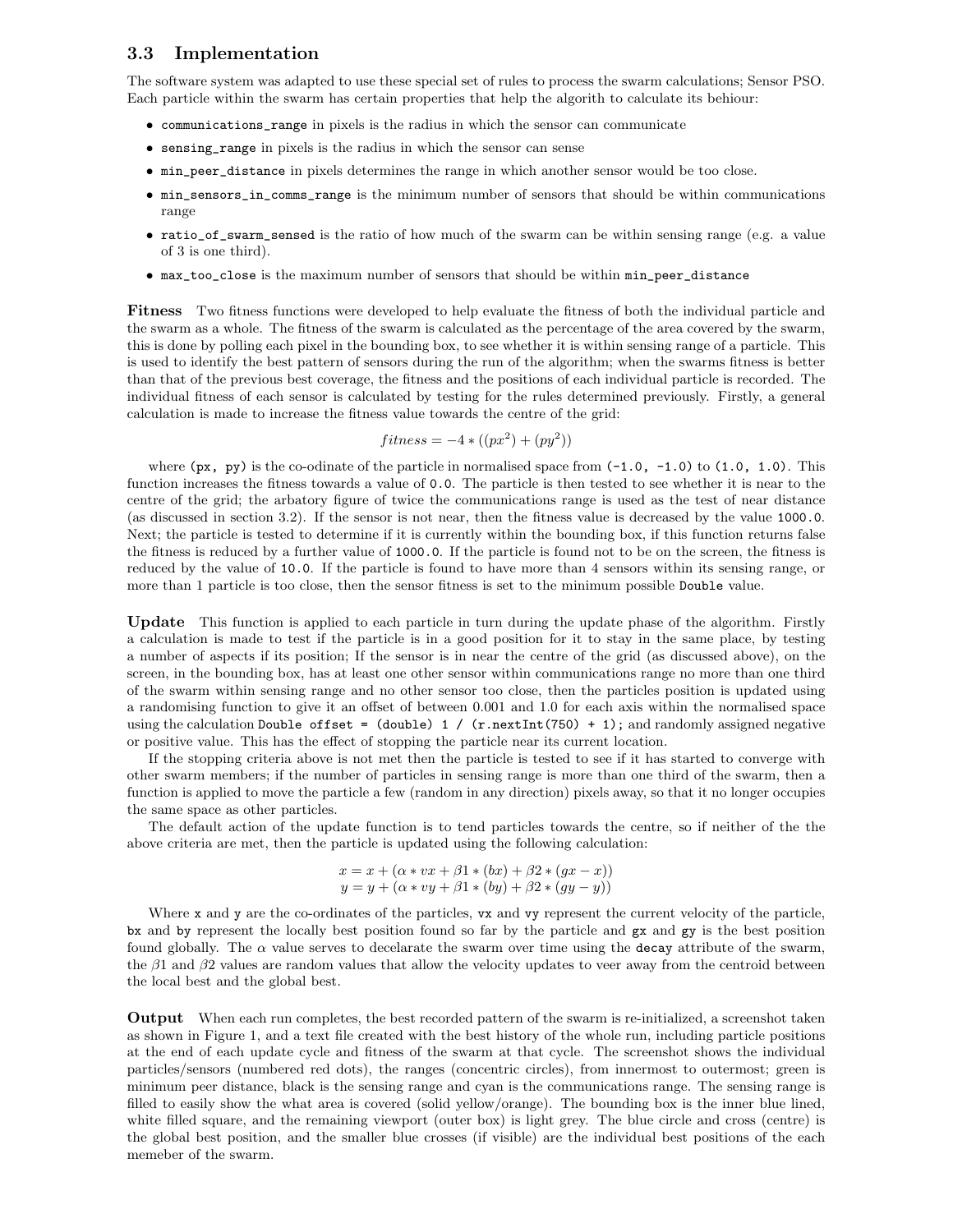### 3.3 Implementation

The software system was adapted to use these special set of rules to process the swarm calculations; Sensor PSO. Each particle within the swarm has certain properties that help the algorith to calculate its behiour:

- `communications_range` in pixels is the radius in which the sensor can communicate
- `sensing_range` in pixels is the radius in which the sensor can sense
- `min_peer_distance` in pixels determines the range in which another sensor would be too close.
- `min_sensors_in_comms_range` is the minimum number of sensors that should be within communications range
- `ratio_of_swarm_sensed` is the ratio of how much of the swarm can be within sensing range (e.g. a value of 3 is one third).
- `max_too_close` is the maximum number of sensors that should be within `min_peer_distance`

**Fitness** Two fitness functions were developed to help evaluate the fitness of both the individual particle and the swarm as a whole. The fitness of the swarm is calculated as the percentage of the area covered by the swarm, this is done by polling each pixel in the bounding box, to see whether it is within sensing range of a particle. This is used to identify the best pattern of sensors during the run of the algorithm; when the swarms fitness is better than that of the previous best coverage, the fitness and the positions of each individual particle is recorded. The individual fitness of each sensor is calculated by testing for the rules determined previously. Firstly, a general calculation is made to increase the fitness value towards the centre of the grid:

$$fitness = -4 * ((px^2) + (py^2))$$

where `(px, py)` is the co-odinate of the particle in normalised space from `(-1.0, -1.0)` to `(1.0, 1.0)`. This function increases the fitness towards a value of `0.0`. The particle is then tested to see whether it is near to the centre of the grid; the arbatory figure of twice the communications range is used as the test of near distance (as discussed in section 3.2). If the sensor is not near, then the fitness value is decreased by the value `1000.0`. Next; the particle is tested to determine if it is currently within the bounding box, if this function returns false the fitness is reduced by a further value of `1000.0`. If the particle is found not to be on the screen, the fitness is reduced by the value of `10.0`. If the particle is found to have more than 4 sensors within its sensing range, or more than 1 particle is too close, then the sensor fitness is set to the minimum possible `Double` value.

**Update** This function is applied to each particle in turn during the update phase of the algorithm. Firstly a calculation is made to test if the particle is in a good position for it to stay in the same place, by testing a number of aspects if its position; If the sensor is in near the centre of the grid (as discussed above), on the screen, in the bounding box, has at least one other sensor within communications range no more than one third of the swarm within sensing range and no other sensor too close, then the particles position is updated using a randomising function to give it an offset of between 0.001 and 1.0 for each axis within the normalised space using the calculation `Double offset = (double) 1 / (r.nextInt(750) + 1);` and randomly assigned negative or positive value. This has the effect of stopping the particle near its current location.

If the stopping criteria above is not met then the particle is tested to see if it has started to converge with other swarm members; if the number of particles in sensing range is more than one third of the swarm, then a function is applied to move the particle a few (random in any direction) pixels away, so that it no longer occupies the same space as other particles.

The default action of the update function is to tend particles towards the centre, so if neither of the the above criteria are met, then the particle is updated using the following calculation:

$$x = x + (\alpha * vx + \beta1 * (bx) + \beta2 * (gx - x))$$
$$y = y + (\alpha * vy + \beta1 * (by) + \beta2 * (gy - y))$$

Where `x` and `y` are the co-ordinates of the particles, `vx` and `vy` represent the current velocity of the particle, `bx` and `by` represent the locally best position found so far by the particle and `gx` and `gy` is the best position found globally. The $\alpha$ value serves to decelarate the swarm over time using the `decay` attribute of the swarm, the $\beta1$ and $\beta2$ values are random values that allow the velocity updates to veer away from the centroid between the local best and the global best.

**Output** When each run completes, the best recorded pattern of the swarm is re-initialized, a screenshot taken as shown in Figure 1, and a text file created with the best history of the whole run, including particle positions at the end of each update cycle and fitness of the swarm at that cycle. The screenshot shows the individual particles/sensors (numbered red dots), the ranges (concentric circles), from innermost to outermost; green is minimum peer distance, black is the sensing range and cyan is the communications range. The sensing range is filled to easily show the what area is covered (solid yellow/orange). The bounding box is the inner blue lined, white filled square, and the remaining viewport (outer box) is light grey. The blue circle and cross (centre) is the global best position, and the smaller blue crosses (if visible) are the individual best positions of the each memeber of the swarm.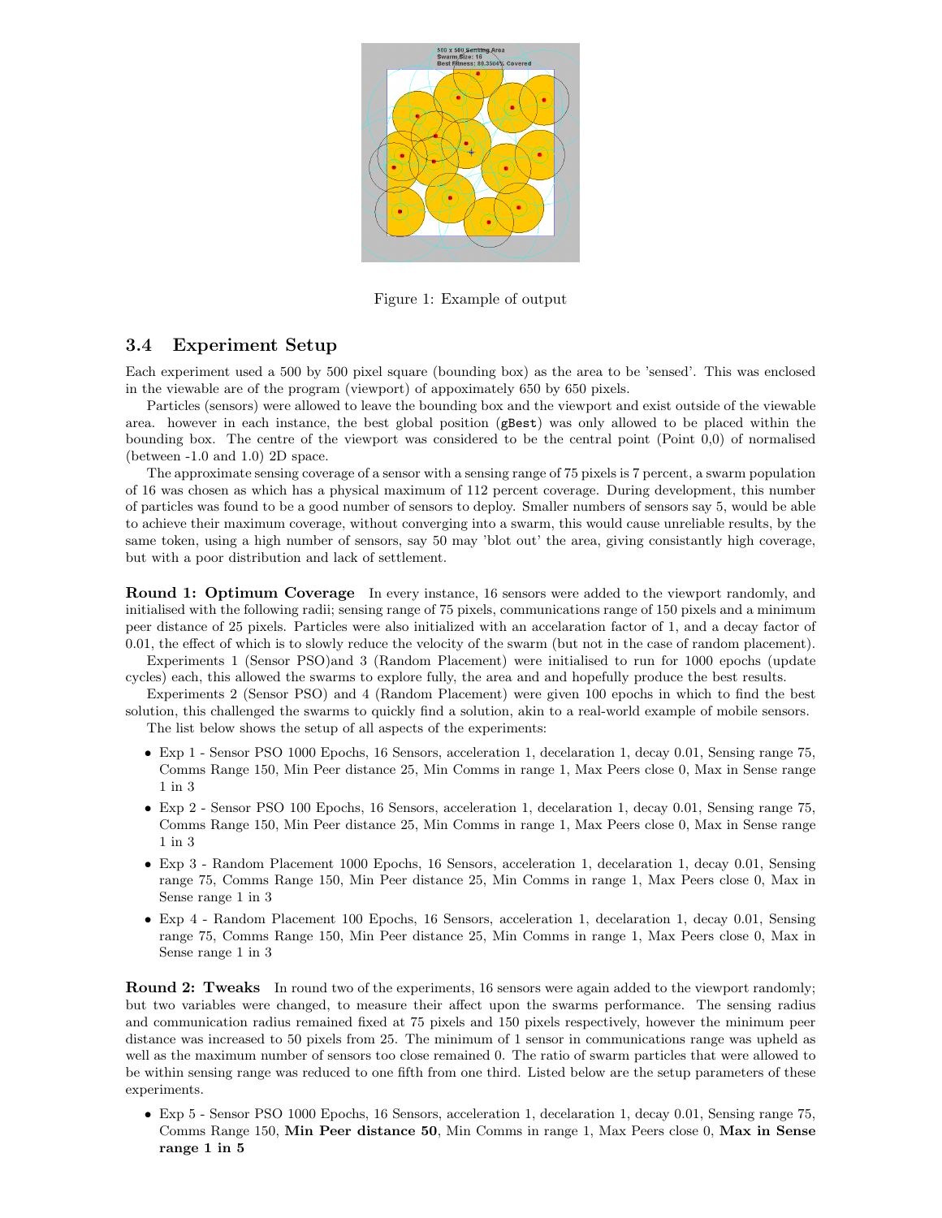Figure 1: Example of output

### 3.4 Experiment Setup

Each experiment used a 500 by 500 pixel square (bounding box) as the area to be 'sensed'. This was enclosed in the viewable are of the program (viewport) of appoximately 650 by 650 pixels.

Particles (sensors) were allowed to leave the bounding box and the viewport and exist outside of the viewable area. however in each instance, the best global position (`gBest`) was only allowed to be placed within the bounding box. The centre of the viewport was considered to be the central point (Point 0,0) of normalised (between -1.0 and 1.0) 2D space.

The approximate sensing coverage of a sensor with a sensing range of 75 pixels is 7 percent, a swarm population of 16 was chosen as which has a physical maximum of 112 percent coverage. During development, this number of particles was found to be a good number of sensors to deploy. Smaller numbers of sensors say 5, would be able to achieve their maximum coverage, without converging into a swarm, this would cause unreliable results, by the same token, using a high number of sensors, say 50 may 'blot out' the area, giving consistantly high coverage, but with a poor distribution and lack of settlement.

**Round 1: Optimum Coverage** In every instance, 16 sensors were added to the viewport randomly, and initialised with the following radii; sensing range of 75 pixels, communications range of 150 pixels and a minimum peer distance of 25 pixels. Particles were also initialized with an accelaration factor of 1, and a decay factor of 0.01, the effect of which is to slowly reduce the velocity of the swarm (but not in the case of random placement).

Experiments 1 (Sensor PSO)and 3 (Random Placement) were initialised to run for 1000 epochs (update cycles) each, this allowed the swarms to explore fully, the area and and hopefully produce the best results.

Experiments 2 (Sensor PSO) and 4 (Random Placement) were given 100 epochs in which to find the best solution, this challenged the swarms to quickly find a solution, akin to a real-world example of mobile sensors.

The list below shows the setup of all aspects of the experiments:

- Exp 1 - Sensor PSO 1000 Epochs, 16 Sensors, acceleration 1, decelaration 1, decay 0.01, Sensing range 75, Comms Range 150, Min Peer distance 25, Min Comms in range 1, Max Peers close 0, Max in Sense range 1 in 3
- Exp 2 - Sensor PSO 100 Epochs, 16 Sensors, acceleration 1, decelaration 1, decay 0.01, Sensing range 75, Comms Range 150, Min Peer distance 25, Min Comms in range 1, Max Peers close 0, Max in Sense range 1 in 3
- Exp 3 - Random Placement 1000 Epochs, 16 Sensors, acceleration 1, decelaration 1, decay 0.01, Sensing range 75, Comms Range 150, Min Peer distance 25, Min Comms in range 1, Max Peers close 0, Max in Sense range 1 in 3
- Exp 4 - Random Placement 100 Epochs, 16 Sensors, acceleration 1, decelaration 1, decay 0.01, Sensing range 75, Comms Range 150, Min Peer distance 25, Min Comms in range 1, Max Peers close 0, Max in Sense range 1 in 3

**Round 2: Tweaks** In round two of the experiments, 16 sensors were again added to the viewport randomly; but two variables were changed, to measure their affect upon the swarms performance. The sensing radius and communication radius remained fixed at 75 pixels and 150 pixels respectively, however the minimum peer distance was increased to 50 pixels from 25. The minimum of 1 sensor in communications range was upheld as well as the maximum number of sensors too close remained 0. The ratio of swarm particles that were allowed to be within sensing range was reduced to one fifth from one third. Listed below are the setup parameters of these experiments.

- Exp 5 - Sensor PSO 1000 Epochs, 16 Sensors, acceleration 1, decelaration 1, decay 0.01, Sensing range 75, Comms Range 150, **Min Peer distance 50**, Min Comms in range 1, Max Peers close 0, **Max in Sense range 1 in 5**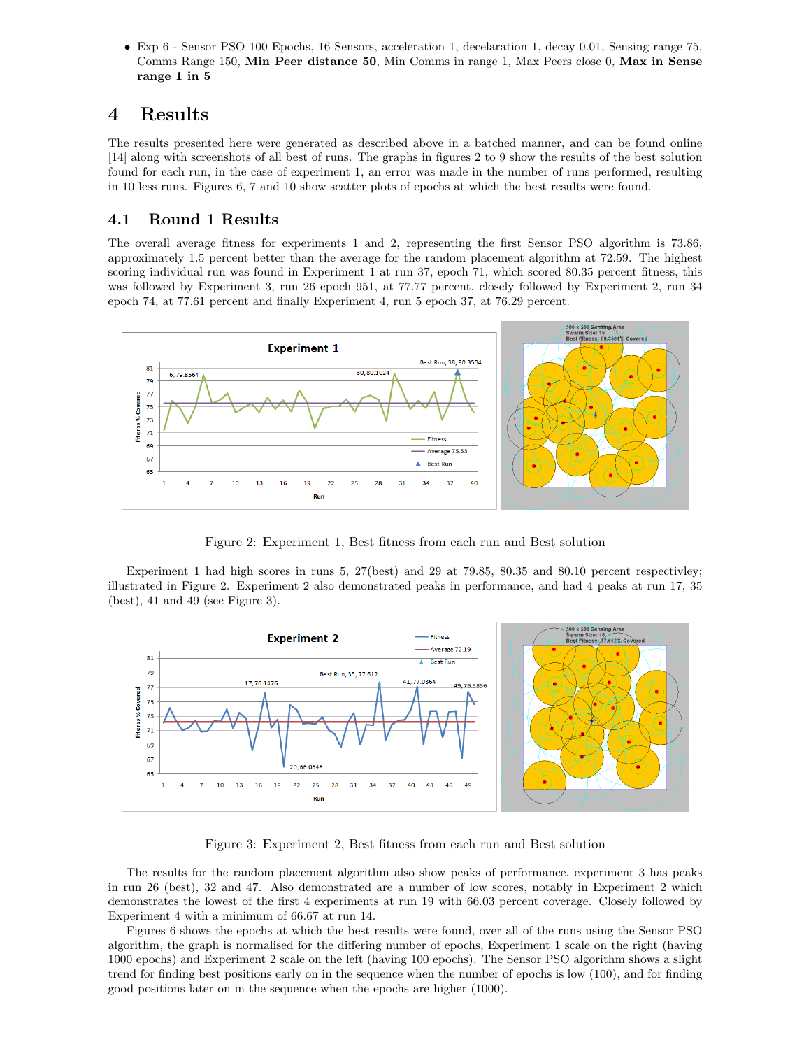- Exp 6 - Sensor PSO 100 Epochs, 16 Sensors, acceleration 1, decelaration 1, decay 0.01, Sensing range 75, Comms Range 150, **Min Peer distance 50**, Min Comms in range 1, Max Peers close 0, **Max in Sense range 1 in 5**

# 4 Results

The results presented here were generated as described above in a batched manner, and can be found online [14] along with screenshots of all best of runs. The graphs in figures 2 to 9 show the results of the best solution found for each run, in the case of experiment 1, an error was made in the number of runs performed, resulting in 10 less runs. Figures 6, 7 and 10 show scatter plots of epochs at which the best results were found.

## 4.1 Round 1 Results

The overall average fitness for experiments 1 and 2, representing the first Sensor PSO algorithm is 73.86, approximately 1.5 percent better than the average for the random placement algorithm at 72.59. The highest scoring individual run was found in Experiment 1 at run 37, epoch 71, which scored 80.35 percent fitness, this was followed by Experiment 3, run 26 epoch 951, at 77.77 percent, closely followed by Experiment 2, run 34 epoch 74, at 77.61 percent and finally Experiment 4, run 5 epoch 37, at 76.29 percent.

Figure 2: Experiment 1, Best fitness from each run and Best solution

Experiment 1 had high scores in runs 5, 27(best) and 29 at 79.85, 80.35 and 80.10 percent respectivley; illustrated in Figure 2. Experiment 2 also demonstrated peaks in performance, and had 4 peaks at run 17, 35 (best), 41 and 49 (see Figure 3).

Figure 3: Experiment 2, Best fitness from each run and Best solution

The results for the random placement algorithm also show peaks of performance, experiment 3 has peaks in run 26 (best), 32 and 47. Also demonstrated are a number of low scores, notably in Experiment 2 which demonstrates the lowest of the first 4 experiments at run 19 with 66.03 percent coverage. Closely followed by Experiment 4 with a minimum of 66.67 at run 14.

Figures 6 shows the epochs at which the best results were found, over all of the runs using the Sensor PSO algorithm, the graph is normalised for the differing number of epochs, Experiment 1 scale on the right (having 1000 epochs) and Experiment 2 scale on the left (having 100 epochs). The Sensor PSO algorithm shows a slight trend for finding best positions early on in the sequence when the number of epochs is low (100), and for finding good positions later on in the sequence when the epochs are higher (1000).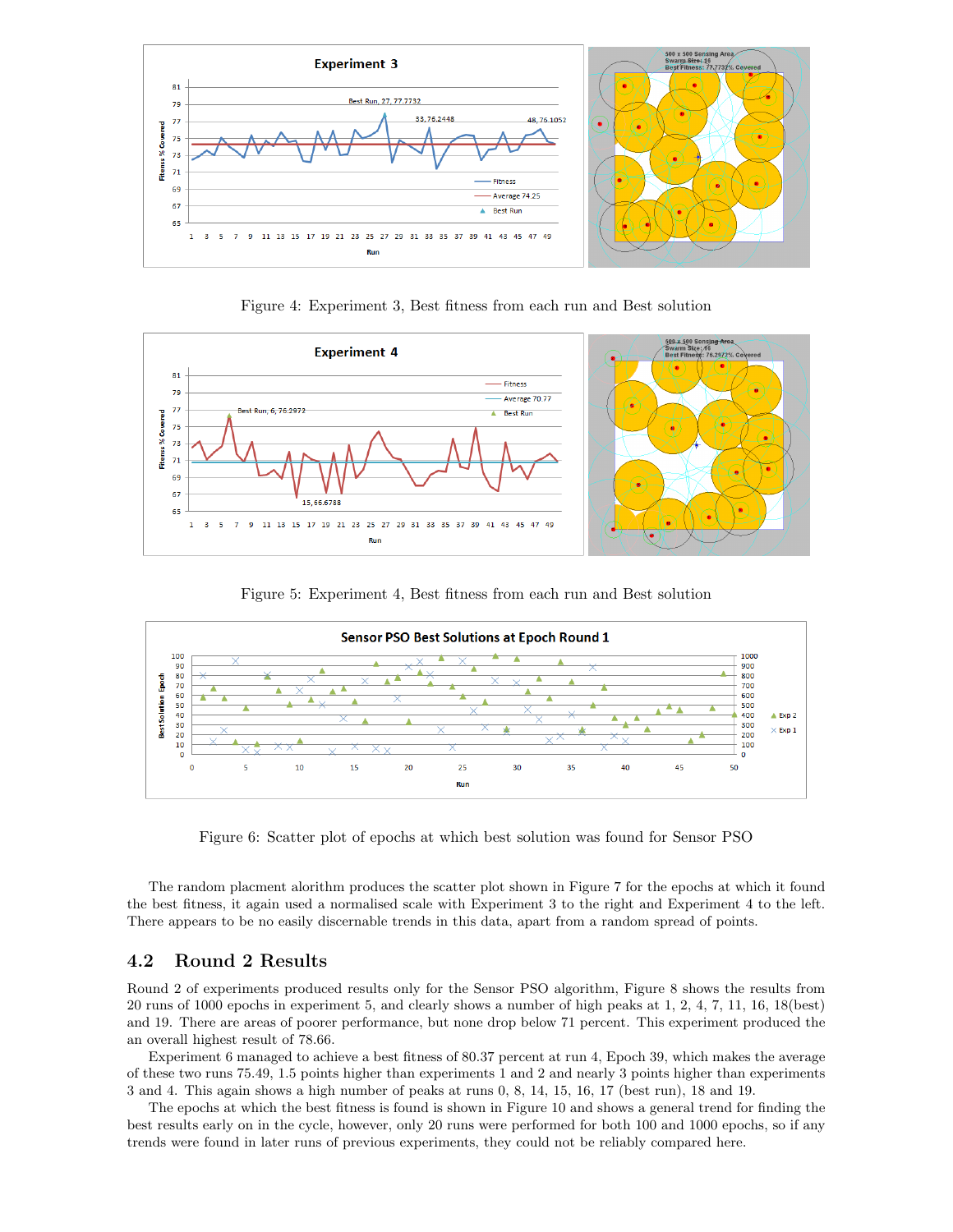Figure 4: Experiment 3, Best fitness from each run and Best solution

Figure 5: Experiment 4, Best fitness from each run and Best solution

Figure 6: Scatter plot of epochs at which best solution was found for Sensor PSO

The random placment alorithm produces the scatter plot shown in Figure 7 for the epochs at which it found the best fitness, it again used a normalised scale with Experiment 3 to the right and Experiment 4 to the left. There appears to be no easily discernable trends in this data, apart from a random spread of points.

## 4.2 Round 2 Results

Round 2 of experiments produced results only for the Sensor PSO algorithm, Figure 8 shows the results from 20 runs of 1000 epochs in experiment 5, and clearly shows a number of high peaks at 1, 2, 4, 7, 11, 16, 18(best) and 19. There are areas of poorer performance, but none drop below 71 percent. This experiment produced the an overall highest result of 78.66.

Experiment 6 managed to achieve a best fitness of 80.37 percent at run 4, Epoch 39, which makes the average of these two runs 75.49, 1.5 points higher than experiments 1 and 2 and nearly 3 points higher than experiments 3 and 4. This again shows a high number of peaks at runs 0, 8, 14, 15, 16, 17 (best run), 18 and 19.

The epochs at which the best fitness is found is shown in Figure 10 and shows a general trend for finding the best results early on in the cycle, however, only 20 runs were performed for both 100 and 1000 epochs, so if any trends were found in later runs of previous experiments, they could not be reliably compared here.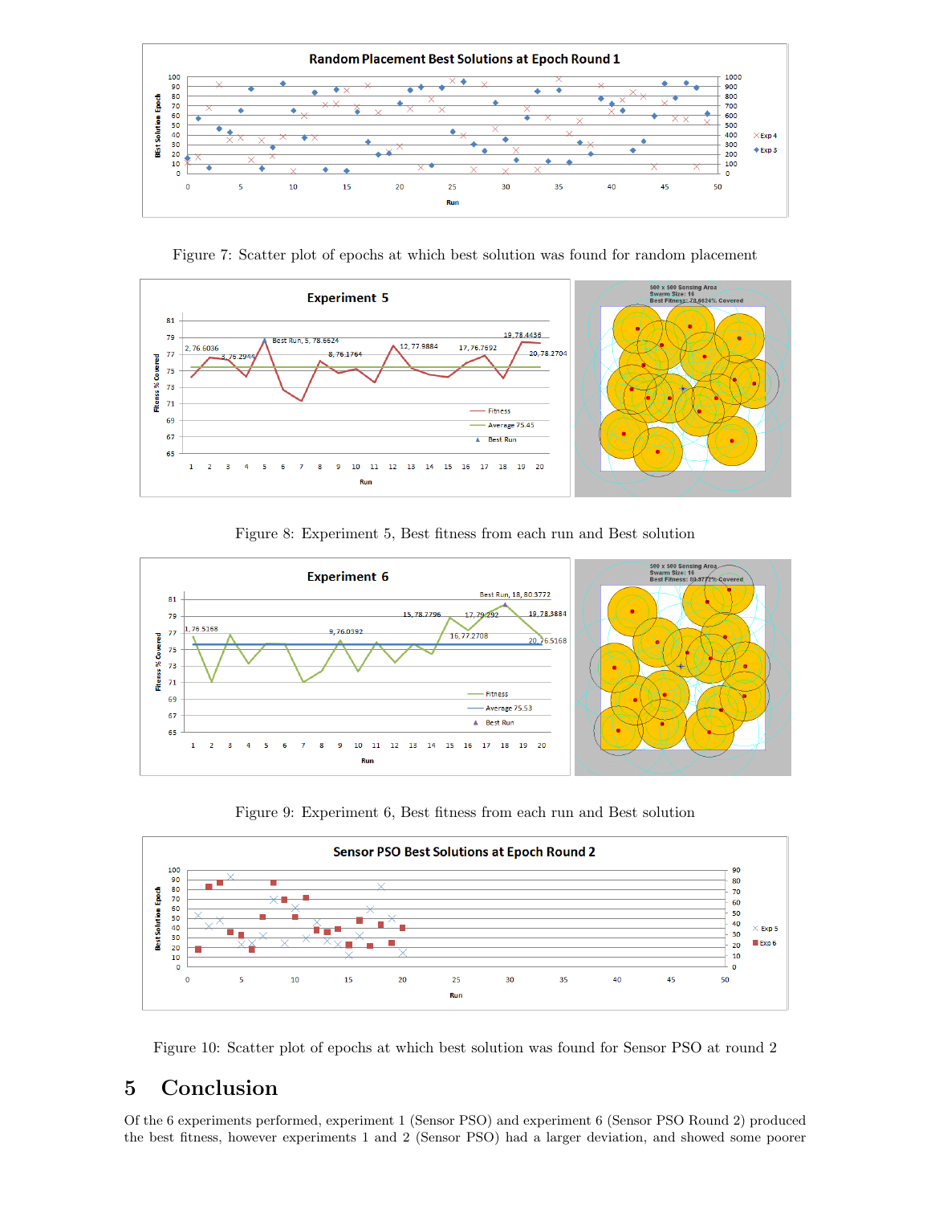Figure 7: Scatter plot of epochs at which best solution was found for random placement

Figure 8: Experiment 5, Best fitness from each run and Best solution

Figure 9: Experiment 6, Best fitness from each run and Best solution

Figure 10: Scatter plot of epochs at which best solution was found for Sensor PSO at round 2

## 5 Conclusion

Of the 6 experiments performed, experiment 1 (Sensor PSO) and experiment 6 (Sensor PSO Round 2) produced the best fitness, however experiments 1 and 2 (Sensor PSO) had a larger deviation, and showed some poorer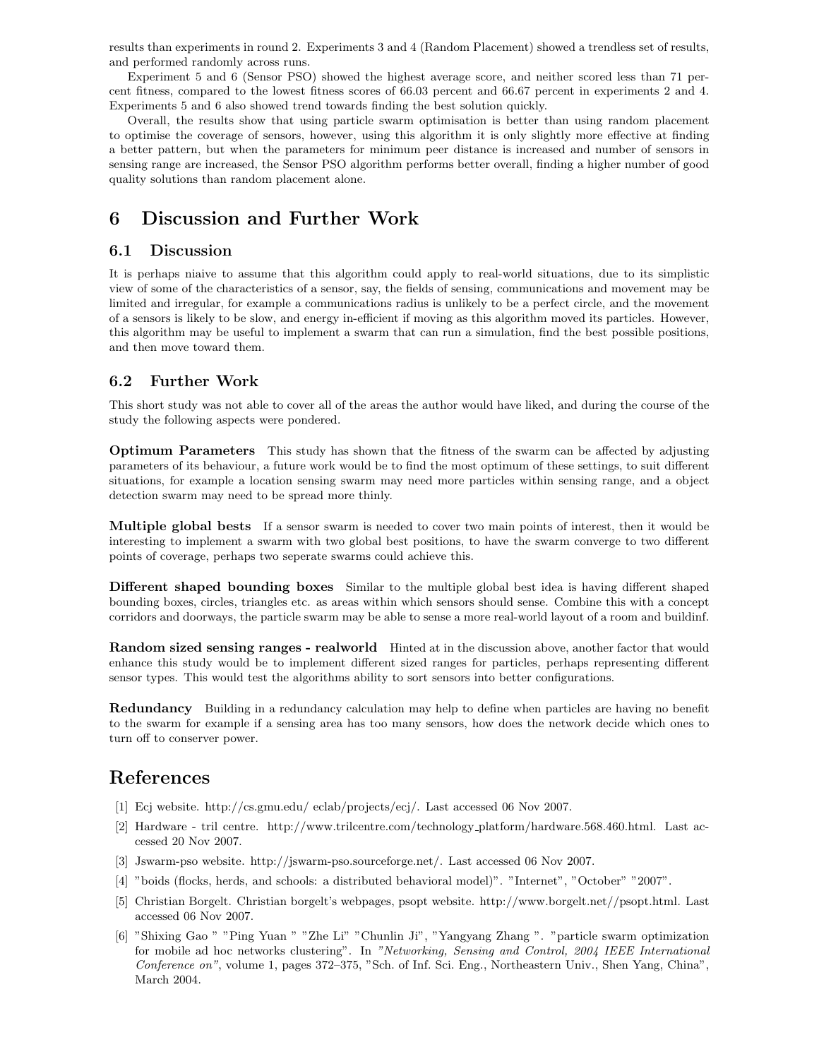results than experiments in round 2. Experiments 3 and 4 (Random Placement) showed a trendless set of results, and performed randomly across runs.

Experiment 5 and 6 (Sensor PSO) showed the highest average score, and neither scored less than 71 percent fitness, compared to the lowest fitness scores of 66.03 percent and 66.67 percent in experiments 2 and 4. Experiments 5 and 6 also showed trend towards finding the best solution quickly.

Overall, the results show that using particle swarm optimisation is better than using random placement to optimise the coverage of sensors, however, using this algorithm it is only slightly more effective at finding a better pattern, but when the parameters for minimum peer distance is increased and number of sensors in sensing range are increased, the Sensor PSO algorithm performs better overall, finding a higher number of good quality solutions than random placement alone.

# 6 Discussion and Further Work

## 6.1 Discussion

It is perhaps niaive to assume that this algorithm could apply to real-world situations, due to its simplistic view of some of the characteristics of a sensor, say, the fields of sensing, communications and movement may be limited and irregular, for example a communications radius is unlikely to be a perfect circle, and the movement of a sensors is likely to be slow, and energy in-efficient if moving as this algorithm moved its particles. However, this algorithm may be useful to implement a swarm that can run a simulation, find the best possible positions, and then move toward them.

## 6.2 Further Work

This short study was not able to cover all of the areas the author would have liked, and during the course of the study the following aspects were pondered.

**Optimum Parameters** This study has shown that the fitness of the swarm can be affected by adjusting parameters of its behaviour, a future work would be to find the most optimum of these settings, to suit different situations, for example a location sensing swarm may need more particles within sensing range, and a object detection swarm may need to be spread more thinly.

**Multiple global bests** If a sensor swarm is needed to cover two main points of interest, then it would be interesting to implement a swarm with two global best positions, to have the swarm converge to two different points of coverage, perhaps two seperate swarms could achieve this.

**Different shaped bounding boxes** Similar to the multiple global best idea is having different shaped bounding boxes, circles, triangles etc. as areas within which sensors should sense. Combine this with a concept corridors and doorways, the particle swarm may be able to sense a more real-world layout of a room and buildinf.

**Random sized sensing ranges - realworld** Hinted at in the discussion above, another factor that would enhance this study would be to implement different sized ranges for particles, perhaps representing different sensor types. This would test the algorithms ability to sort sensors into better configurations.

**Redundancy** Building in a redundancy calculation may help to define when particles are having no benefit to the swarm for example if a sensing area has too many sensors, how does the network decide which ones to turn off to conserver power.

# References

[1] Ecj website. http://cs.gmu.edu/ eclab/projects/ecj/. Last accessed 06 Nov 2007.

[2] Hardware - tril centre. http://www.trilcentre.com/technology_platform/hardware.568.460.html. Last accessed 20 Nov 2007.

[3] Jswarm-pso website. http://jswarm-pso.sourceforge.net/. Last accessed 06 Nov 2007.

[4] "boids (flocks, herds, and schools: a distributed behavioral model)". "Internet", "October" "2007".

[5] Christian Borgelt. Christian borgelt's webpages, psopt website. http://www.borgelt.net//psopt.html. Last accessed 06 Nov 2007.

[6] "Shixing Gao " "Ping Yuan " "Zhe Li" "Chunlin Ji", "Yangyang Zhang ". "particle swarm optimization for mobile ad hoc networks clustering". In *"Networking, Sensing and Control, 2004 IEEE International Conference on"*, volume 1, pages 372–375, "Sch. of Inf. Sci. Eng., Northeastern Univ., Shen Yang, China", March 2004.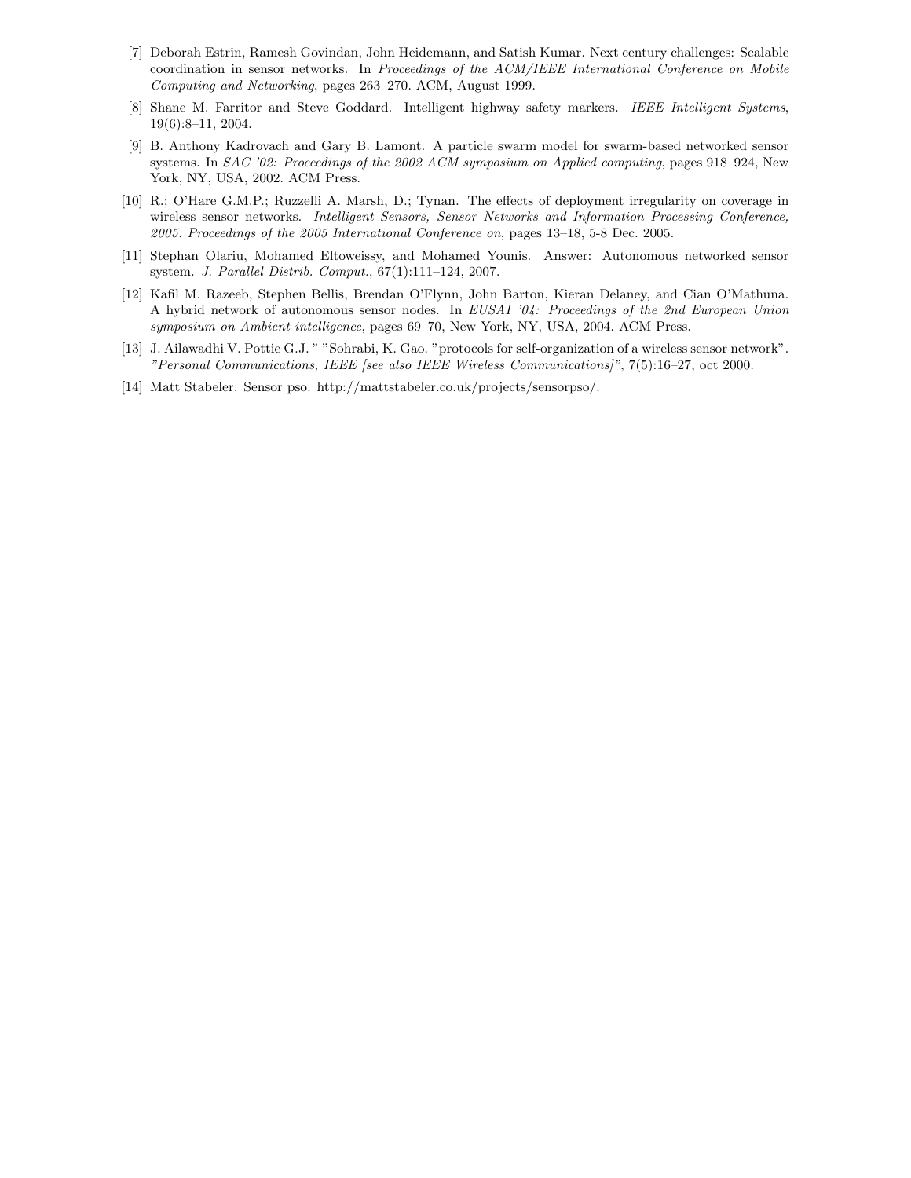[7] Deborah Estrin, Ramesh Govindan, John Heidemann, and Satish Kumar. Next century challenges: Scalable coordination in sensor networks. In *Proceedings of the ACM/IEEE International Conference on Mobile Computing and Networking*, pages 263–270. ACM, August 1999.

[8] Shane M. Farritor and Steve Goddard. Intelligent highway safety markers. *IEEE Intelligent Systems*, 19(6):8–11, 2004.

[9] B. Anthony Kadrovach and Gary B. Lamont. A particle swarm model for swarm-based networked sensor systems. In *SAC '02: Proceedings of the 2002 ACM symposium on Applied computing*, pages 918–924, New York, NY, USA, 2002. ACM Press.

[10] R.; O'Hare G.M.P.; Ruzzelli A. Marsh, D.; Tynan. The effects of deployment irregularity on coverage in wireless sensor networks. *Intelligent Sensors, Sensor Networks and Information Processing Conference, 2005. Proceedings of the 2005 International Conference on*, pages 13–18, 5-8 Dec. 2005.

[11] Stephan Olariu, Mohamed Eltoweissy, and Mohamed Younis. Answer: Autonomous networked sensor system. *J. Parallel Distrib. Comput.*, 67(1):111–124, 2007.

[12] Kafil M. Razeeb, Stephen Bellis, Brendan O'Flynn, John Barton, Kieran Delaney, and Cian O'Mathuna. A hybrid network of autonomous sensor nodes. In *EUSAI '04: Proceedings of the 2nd European Union symposium on Ambient intelligence*, pages 69–70, New York, NY, USA, 2004. ACM Press.

[13] J. Ailawadhi V. Pottie G.J. " "Sohrabi, K. Gao. "protocols for self-organization of a wireless sensor network". *"Personal Communications, IEEE [see also IEEE Wireless Communications]"*, 7(5):16–27, oct 2000.

[14] Matt Stabeler. Sensor pso. http://mattstabeler.co.uk/projects/sensorpso/.